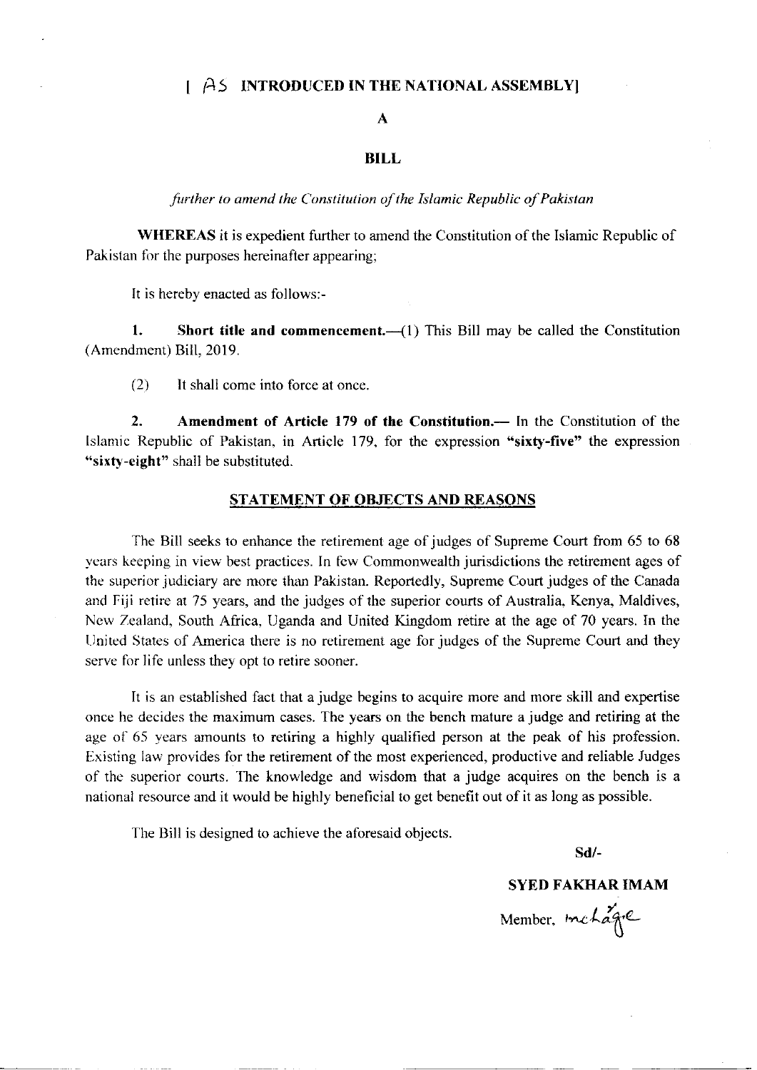[ AS INTRODUCED IN THE NATIONAL ASSEMBLY]

# A

# BILL

*further to amend the Constitution of the Islamic Republic of Pakistan*

**WHEREAS** it is expedient further to amend the Constitution of the Islamic Republic of Pakistan for the purposes hereinafter appearing;

It is hereby enacted as follows:-

**1. Short title and commencement.**—(1) This Bill may be called the Constitution (Amendment) Bill, 2019.

(2) It shall come into force at once.

**2. Amendment of Article 179 of the Constitution.**— In the Constitution of the Islamic Republic of Pakistan, in Article 179, for the expression **"sixty-five"** the expression **"sixty-eight"** shall be substituted.

## STATEMENT OF OBJECTS AND REASONS

The Bill seeks to enhance the retirement age of judges of Supreme Court from 65 to 68 years keeping in view best practices. In few Commonwealth jurisdictions the retirement ages of the superior judiciary are more than Pakistan. Reportedly, Supreme Court judges of the Canada and Fiji retire at 75 years, and the judges of the superior courts of Australia, Kenya, Maldives, New Zealand, South Africa, Uganda and United Kingdom retire at the age of 70 years. In the United States of America there is no retirement age for judges of the Supreme Court and they serve for life unless they opt to retire sooner.

It is an established fact that a judge begins to acquire more and more skill and expertise once he decides the maximum cases. The years on the bench mature a judge and retiring at the age of 65 years amounts to retiring a highly qualified person at the peak of his profession. Existing law provides for the retirement of the most experienced, productive and reliable Judges of the superior courts. The knowledge and wisdom that a judge acquires on the bench is a national resource and it would be highly beneficial to get benefit out of it as long as possible.

The Bill is designed to achieve the aforesaid objects.

**Sd/-**

**SYED FAKHAR IMAM**

Member, Incharge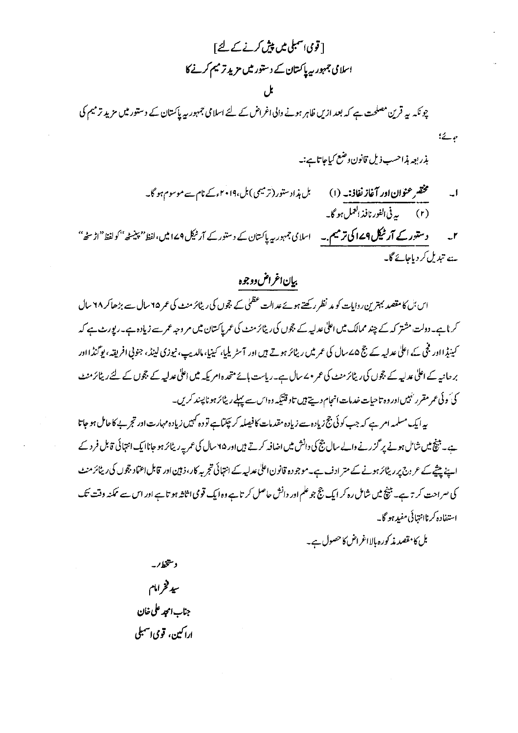[قومی اسمبلی میں پیش کرنے کے لئے]

اسلامی جمہوریہ پاکستان کے دستور میں مزید ترمیم کرنے کا

بل

چونکہ یہ قرین مصلحت ہے کہ بعد ازیں ظاہر ہونے والی اغراض کے لئے اسلامی جمہوریہ پاکستان کے دستور میں مزید ترمیم کی جائے؛

بذریعہ ہذا حسب ذیل قانون وضع کیا جاتا ہے:۔

۱۔ **مختصر عنوان اور آغاز نفاذ:۔** (۱) بل ہذا دستور (ترمیمی) بل، ۲۰۱۹ء کے نام سے موسوم ہوگا۔

(۲) یہ فی الفور نافذ العمل ہوگا۔

۲۔ **دستور کے آرٹیکل ۱۷۹ کی ترمیم:۔** اسلامی جمہوریہ پاکستان کے دستور کے آرٹیکل ۱۷۹ میں، لفظ "پینسٹھ" کو لفظ "اڑسٹھ" سے تبدیل کر دیا جائے گا۔

## بیان اغراض ووجوہ

اس بل کا مقصد بہترین روایات کو مد نظر رکھتے ہوئے عدالت عظمیٰ کے ججوں کی ریٹائرمنٹ کی عمر ۶۵ سال سے بڑھا کر ۶۸ سال کرنا ہے۔ دولت مشترکہ کے چند ممالک میں اعلیٰ عدلیہ کے ججوں کی ریٹائرمنٹ کی عمر پاکستان میں مروجہ عمر سے زیادہ ہے۔ رپورٹ ہے کہ کینیڈا اور فجی کے اعلیٰ عدلیہ کے جج ۷۵ سال کی عمر میں ریٹائر ہوتے ہیں اور آسٹریلیا، کینیا، مالدیپ، نیوزی لینڈ، جنوبی افریقہ، یوگنڈا اور برطانیہ کے اعلیٰ عدلیہ کے ججوں کی ریٹائرمنٹ کی عمر ۷۰ سال ہے۔ ریاست ہائے متحدہ امریکہ میں اعلیٰ عدلیہ کے ججوں کے لئے ریٹائرمنٹ کی کوئی عمر مقرر نہیں اور وہ تا حیات خدمات انجام دیتے ہیں تاوقتیکہ وہ اس سے پہلے ریٹائر ہونا پسند کریں۔

یہ ایک مسلمہ امر ہے کہ جب کوئی جج زیادہ سے زیادہ مقدمات کا فیصلہ کر چکتا ہے تو وہ کہیں زیادہ مہارت اور تجربے کا حامل ہو جاتا ہے۔ بینچ میں شامل ہونے پر گزرنے والے سال جج کی دانش میں اضافہ کرتے ہیں اور ۶۵ سال کی عمر پہ ریٹائر ہو جانا ایک انتہائی قابل فرد کے اپنے پیشے کے عروج پر ریٹائر ہونے کے مترادف ہے۔ موجودہ قانون اعلیٰ عدلیہ کے انتہائی تجربہ کار، ذہین اور قابل اعتماد ججوں کی ریٹائرمنٹ کی صراحت کرتا ہے۔ بینچ میں شامل رہ کر ایک جج جو علم اور دانش حاصل کرتا ہے وہ ایک قومی اثاثہ ہوتا ہے اور اس سے ممکنہ وقت تک استفادہ کرنا انتہائی مفید ہوگا۔

بل کا مقصد مذکورہ بالا اغراض کا حصول ہے۔

دستخط۔

سید فخر امام

جناب امجد علی خان

اراکین، قومی اسمبلی